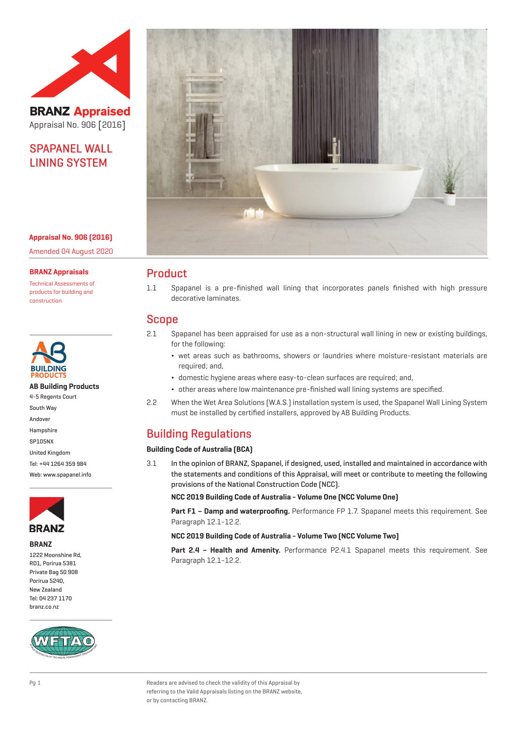# BRANZ Appraised

Appraisal No. 906 [2016]

## SPAPANEL WALL LINING SYSTEM

**Appraisal No. 906 (2016)**

Amended 04 August 2020

**BRANZ Appraisals**

Technical Assessments of products for building and construction.

**AB Building Products**
4-5 Regents Court
South Way
Andover
Hampshire
SP105NX
United Kingdom
Tel: +44 1264 359 984
Web: www.spapanel.info

**BRANZ**
1222 Moonshine Rd,
RD1, Porirua 5381
Private Bag 50 908
Porirua 5240,
New Zealand
Tel: 04 237 1170
branz.co.nz

## Product

1.1 Spapanel is a pre-finished wall lining that incorporates panels finished with high pressure decorative laminates.

## Scope

2.1 Spapanel has been appraised for use as a non-structural wall lining in new or existing buildings, for the following:

- wet areas such as bathrooms, showers or laundries where moisture-resistant materials are required; and,
- domestic hygiene areas where easy-to-clean surfaces are required; and,
- other areas where low maintenance pre-finished wall lining systems are specified.

2.2 When the Wet Area Solutions (W.A.S.) installation system is used, the Spapanel Wall Lining System must be installed by certified installers, approved by AB Building Products.

## Building Regulations

**Building Code of Australia (BCA)**

3.1 In the opinion of BRANZ, Spapanel, if designed, used, installed and maintained in accordance with the statements and conditions of this Appraisal, will meet or contribute to meeting the following provisions of the National Construction Code (NCC).

**NCC 2019 Building Code of Australia - Volume One (NCC Volume One)**

**Part F1 – Damp and waterproofing.** Performance FP 1.7. Spapanel meets this requirement. See Paragraph 12.1-12.2.

**NCC 2019 Building Code of Australia - Volume Two (NCC Volume Two)**

**Part 2.4 – Health and Amenity.** Performance P2.4.1 Spapanel meets this requirement. See Paragraph 12.1-12.2.

Readers are advised to check the validity of this Appraisal by referring to the Valid Appraisals listing on the BRANZ website, or by contacting BRANZ.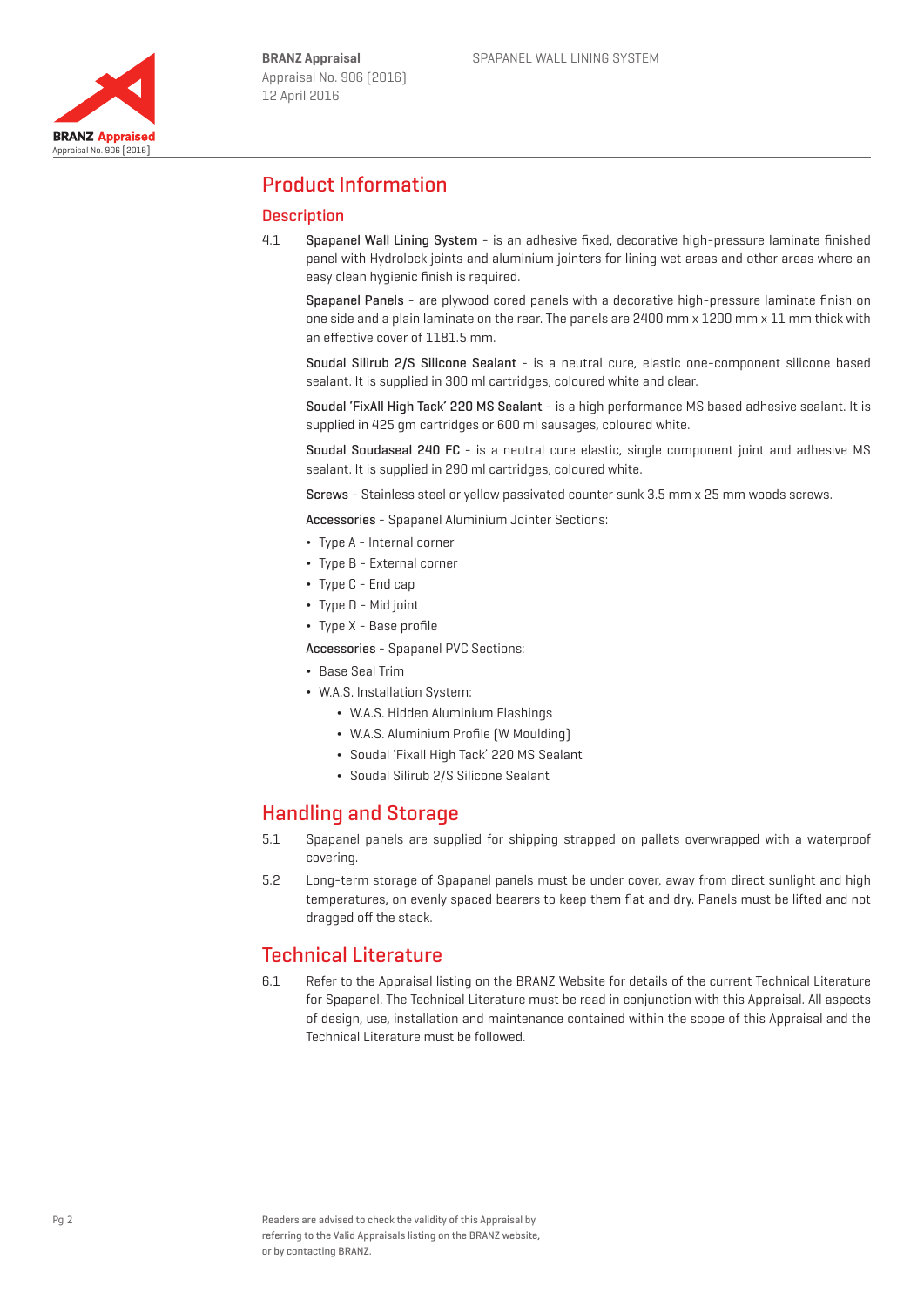## Product Information

### Description

4.1 **Spapanel Wall Lining System** - is an adhesive fixed, decorative high-pressure laminate finished panel with Hydrolock joints and aluminium jointers for lining wet areas and other areas where an easy clean hygienic finish is required.

**Spapanel Panels** - are plywood cored panels with a decorative high-pressure laminate finish on one side and a plain laminate on the rear. The panels are 2400 mm x 1200 mm x 11 mm thick with an effective cover of 1181.5 mm.

**Soudal Silirub 2/S Silicone Sealant** - is a neutral cure, elastic one-component silicone based sealant. It is supplied in 300 ml cartridges, coloured white and clear.

**Soudal 'FixAll High Tack' 220 MS Sealant** - is a high performance MS based adhesive sealant. It is supplied in 425 gm cartridges or 600 ml sausages, coloured white.

**Soudal Soudaseal 240 FC** - is a neutral cure elastic, single component joint and adhesive MS sealant. It is supplied in 290 ml cartridges, coloured white.

**Screws** - Stainless steel or yellow passivated counter sunk 3.5 mm x 25 mm woods screws.

**Accessories** - Spapanel Aluminium Jointer Sections:

- Type A - Internal corner
- Type B - External corner
- Type C - End cap
- Type D - Mid joint
- Type X - Base profile

**Accessories** - Spapanel PVC Sections:

- Base Seal Trim
- W.A.S. Installation System:
  - W.A.S. Hidden Aluminium Flashings
  - W.A.S. Aluminium Profile (W Moulding)
  - Soudal 'Fixall High Tack' 220 MS Sealant
  - Soudal Silirub 2/S Silicone Sealant

## Handling and Storage

5.1 Spapanel panels are supplied for shipping strapped on pallets overwrapped with a waterproof covering.

5.2 Long-term storage of Spapanel panels must be under cover, away from direct sunlight and high temperatures, on evenly spaced bearers to keep them flat and dry. Panels must be lifted and not dragged off the stack.

## Technical Literature

6.1 Refer to the Appraisal listing on the BRANZ Website for details of the current Technical Literature for Spapanel. The Technical Literature must be read in conjunction with this Appraisal. All aspects of design, use, installation and maintenance contained within the scope of this Appraisal and the Technical Literature must be followed.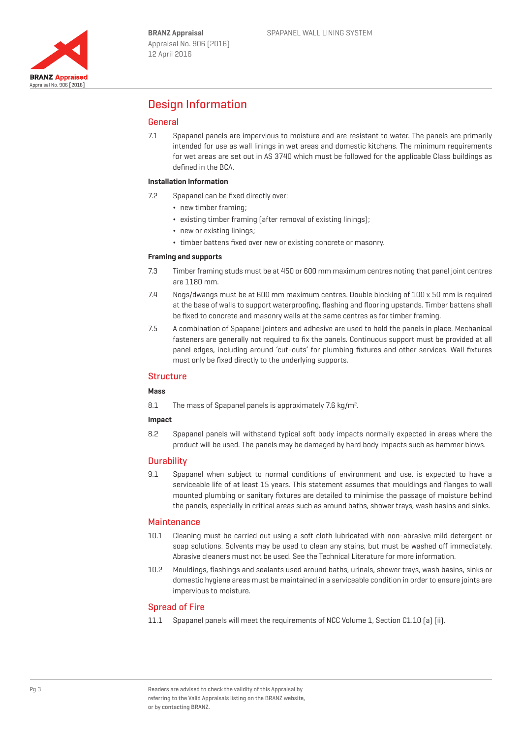# Design Information

## General

7.1 Spapanel panels are impervious to moisture and are resistant to water. The panels are primarily intended for use as wall linings in wet areas and domestic kitchens. The minimum requirements for wet areas are set out in AS 3740 which must be followed for the applicable Class buildings as defined in the BCA.

### Installation Information

7.2 Spapanel can be fixed directly over:

- new timber framing;
- existing timber framing (after removal of existing linings);
- new or existing linings;
- timber battens fixed over new or existing concrete or masonry.

### Framing and supports

7.3 Timber framing studs must be at 450 or 600 mm maximum centres noting that panel joint centres are 1180 mm.

7.4 Nogs/dwangs must be at 600 mm maximum centres. Double blocking of 100 x 50 mm is required at the base of walls to support waterproofing, flashing and flooring upstands. Timber battens shall be fixed to concrete and masonry walls at the same centres as for timber framing.

7.5 A combination of Spapanel jointers and adhesive are used to hold the panels in place. Mechanical fasteners are generally not required to fix the panels. Continuous support must be provided at all panel edges, including around 'cut-outs' for plumbing fixtures and other services. Wall fixtures must only be fixed directly to the underlying supports.

## Structure

### Mass

8.1 The mass of Spapanel panels is approximately 7.6 kg/m$^2$.

### Impact

8.2 Spapanel panels will withstand typical soft body impacts normally expected in areas where the product will be used. The panels may be damaged by hard body impacts such as hammer blows.

## Durability

9.1 Spapanel when subject to normal conditions of environment and use, is expected to have a serviceable life of at least 15 years. This statement assumes that mouldings and flanges to wall mounted plumbing or sanitary fixtures are detailed to minimise the passage of moisture behind the panels, especially in critical areas such as around baths, shower trays, wash basins and sinks.

## Maintenance

10.1 Cleaning must be carried out using a soft cloth lubricated with non-abrasive mild detergent or soap solutions. Solvents may be used to clean any stains, but must be washed off immediately. Abrasive cleaners must not be used. See the Technical Literature for more information.

10.2 Mouldings, flashings and sealants used around baths, urinals, shower trays, wash basins, sinks or domestic hygiene areas must be maintained in a serviceable condition in order to ensure joints are impervious to moisture.

## Spread of Fire

11.1 Spapanel panels will meet the requirements of NCC Volume 1, Section C1.10 (a) (ii).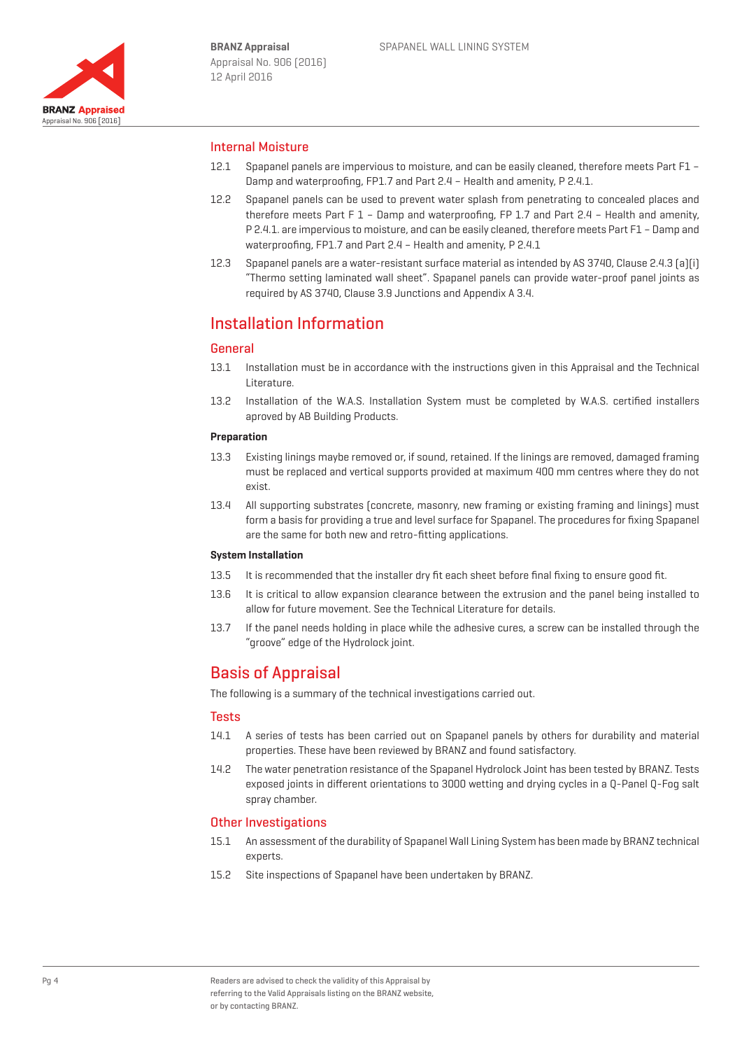## Internal Moisture

12.1 Spapanel panels are impervious to moisture, and can be easily cleaned, therefore meets Part F1 – Damp and waterproofing, FP1.7 and Part 2.4 – Health and amenity, P 2.4.1.

12.2 Spapanel panels can be used to prevent water splash from penetrating to concealed places and therefore meets Part F 1 – Damp and waterproofing, FP 1.7 and Part 2.4 – Health and amenity, P 2.4.1. are impervious to moisture, and can be easily cleaned, therefore meets Part F1 – Damp and waterproofing, FP1.7 and Part 2.4 – Health and amenity, P 2.4.1

12.3 Spapanel panels are a water-resistant surface material as intended by AS 3740, Clause 2.4.3 (a)(i) "Thermo setting laminated wall sheet". Spapanel panels can provide water-proof panel joints as required by AS 3740, Clause 3.9 Junctions and Appendix A 3.4.

# Installation Information

## General

13.1 Installation must be in accordance with the instructions given in this Appraisal and the Technical Literature.

13.2 Installation of the W.A.S. Installation System must be completed by W.A.S. certified installers aproved by AB Building Products.

**Preparation**

13.3 Existing linings maybe removed or, if sound, retained. If the linings are removed, damaged framing must be replaced and vertical supports provided at maximum 400 mm centres where they do not exist.

13.4 All supporting substrates (concrete, masonry, new framing or existing framing and linings) must form a basis for providing a true and level surface for Spapanel. The procedures for fixing Spapanel are the same for both new and retro-fitting applications.

**System Installation**

13.5 It is recommended that the installer dry fit each sheet before final fixing to ensure good fit.

13.6 It is critical to allow expansion clearance between the extrusion and the panel being installed to allow for future movement. See the Technical Literature for details.

13.7 If the panel needs holding in place while the adhesive cures, a screw can be installed through the "groove" edge of the Hydrolock joint.

# Basis of Appraisal

The following is a summary of the technical investigations carried out.

## Tests

14.1 A series of tests has been carried out on Spapanel panels by others for durability and material properties. These have been reviewed by BRANZ and found satisfactory.

14.2 The water penetration resistance of the Spapanel Hydrolock Joint has been tested by BRANZ. Tests exposed joints in different orientations to 3000 wetting and drying cycles in a Q-Panel Q-Fog salt spray chamber.

## Other Investigations

15.1 An assessment of the durability of Spapanel Wall Lining System has been made by BRANZ technical experts.

15.2 Site inspections of Spapanel have been undertaken by BRANZ.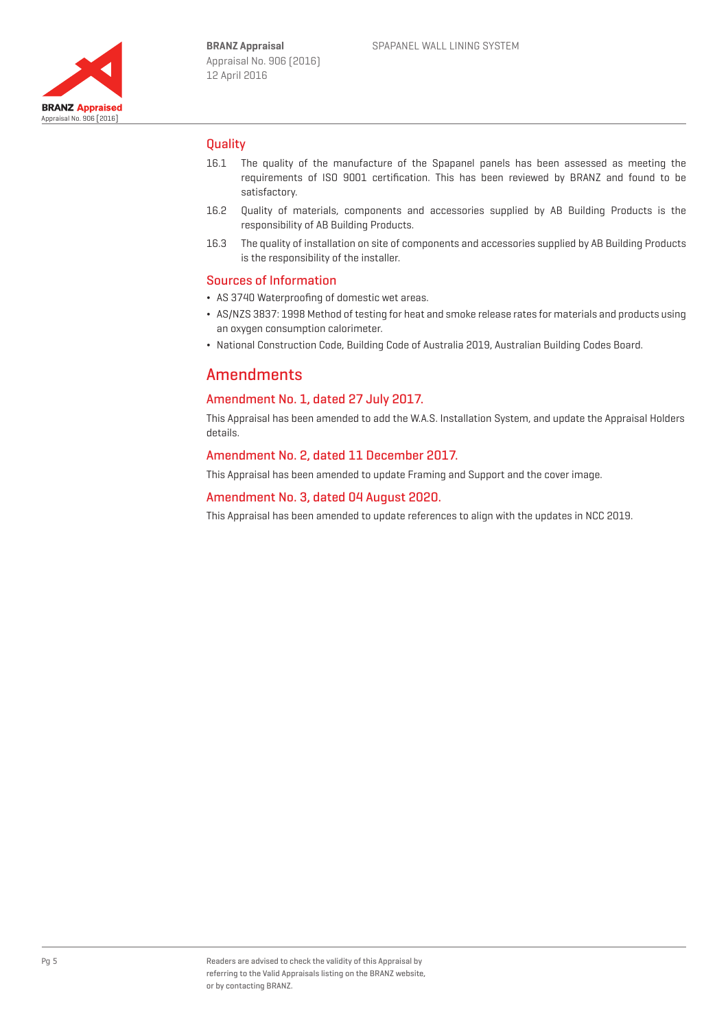## Quality

16.1 The quality of the manufacture of the Spapanel panels has been assessed as meeting the requirements of ISO 9001 certification. This has been reviewed by BRANZ and found to be satisfactory.

16.2 Quality of materials, components and accessories supplied by AB Building Products is the responsibility of AB Building Products.

16.3 The quality of installation on site of components and accessories supplied by AB Building Products is the responsibility of the installer.

## Sources of Information

- AS 3740 Waterproofing of domestic wet areas.
- AS/NZS 3837: 1998 Method of testing for heat and smoke release rates for materials and products using an oxygen consumption calorimeter.
- National Construction Code, Building Code of Australia 2019, Australian Building Codes Board.

# Amendments

### Amendment No. 1, dated 27 July 2017.

This Appraisal has been amended to add the W.A.S. Installation System, and update the Appraisal Holders details.

### Amendment No. 2, dated 11 December 2017.

This Appraisal has been amended to update Framing and Support and the cover image.

### Amendment No. 3, dated 04 August 2020.

This Appraisal has been amended to update references to align with the updates in NCC 2019.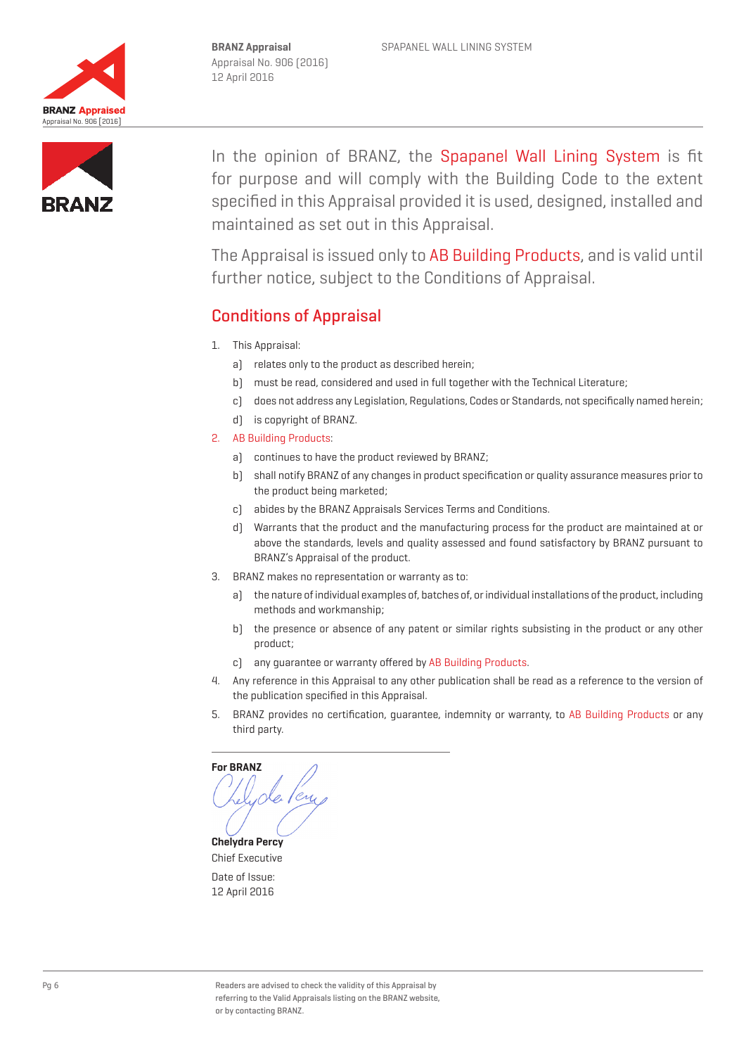In the opinion of BRANZ, the Spapanel Wall Lining System is fit for purpose and will comply with the Building Code to the extent specified in this Appraisal provided it is used, designed, installed and maintained as set out in this Appraisal.

The Appraisal is issued only to AB Building Products, and is valid until further notice, subject to the Conditions of Appraisal.

## Conditions of Appraisal

1. This Appraisal:
   a) relates only to the product as described herein;
   b) must be read, considered and used in full together with the Technical Literature;
   c) does not address any Legislation, Regulations, Codes or Standards, not specifically named herein;
   d) is copyright of BRANZ.
2. AB Building Products:
   a) continues to have the product reviewed by BRANZ;
   b) shall notify BRANZ of any changes in product specification or quality assurance measures prior to the product being marketed;
   c) abides by the BRANZ Appraisals Services Terms and Conditions.
   d) Warrants that the product and the manufacturing process for the product are maintained at or above the standards, levels and quality assessed and found satisfactory by BRANZ pursuant to BRANZ's Appraisal of the product.
3. BRANZ makes no representation or warranty as to:
   a) the nature of individual examples of, batches of, or individual installations of the product, including methods and workmanship;
   b) the presence or absence of any patent or similar rights subsisting in the product or any other product;
   c) any guarantee or warranty offered by AB Building Products.
4. Any reference in this Appraisal to any other publication shall be read as a reference to the version of the publication specified in this Appraisal.
5. BRANZ provides no certification, guarantee, indemnity or warranty, to AB Building Products or any third party.

**For BRANZ**

**Chelydra Percy**
Chief Executive

Date of Issue:
12 April 2016

Readers are advised to check the validity of this Appraisal by referring to the Valid Appraisals listing on the BRANZ website, or by contacting BRANZ.